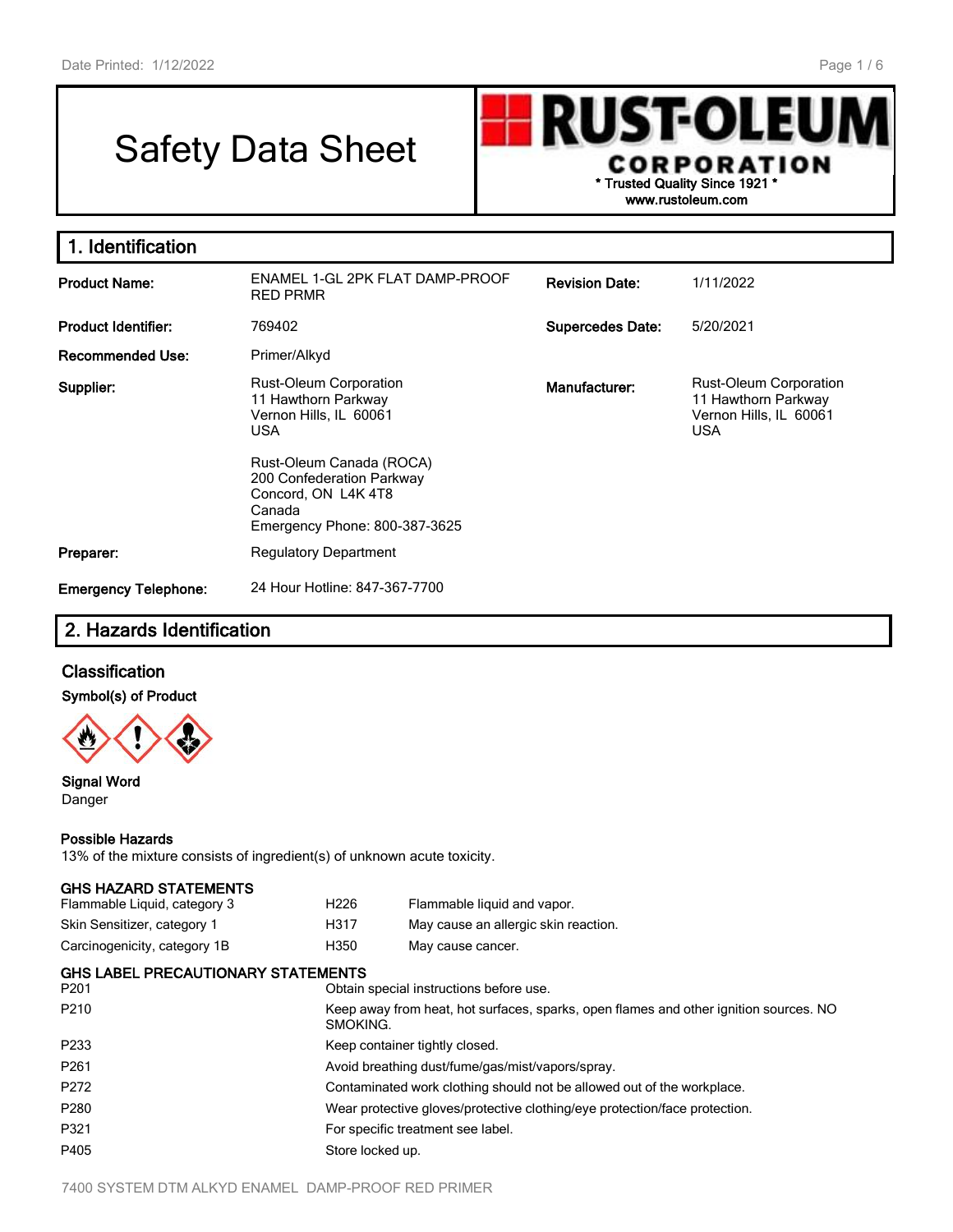# Safety Data Sheet

**RUST-OLEUM CORPORATION**
* Trusted Quality Since 1921 *
www.rustoleum.com

## 1. Identification

| | | | |
|---|---|---|---|
| **Product Name:** | ENAMEL 1-GL 2PK FLAT DAMP-PROOF RED PRMR | **Revision Date:** | 1/11/2022 |
| **Product Identifier:** | 769402 | **Supercedes Date:** | 5/20/2021 |
| **Recommended Use:** | Primer/Alkyd | | |
| **Supplier:** | Rust-Oleum Corporation<br>11 Hawthorn Parkway<br>Vernon Hills, IL 60061<br>USA<br><br>Rust-Oleum Canada (ROCA)<br>200 Confederation Parkway<br>Concord, ON L4K 4T8<br>Canada<br>Emergency Phone: 800-387-3625 | **Manufacturer:** | Rust-Oleum Corporation<br>11 Hawthorn Parkway<br>Vernon Hills, IL 60061<br>USA |
| **Preparer:** | Regulatory Department | | |
| **Emergency Telephone:** | 24 Hour Hotline: 847-367-7700 | | |

## 2. Hazards Identification

### Classification

**Symbol(s) of Product**

**Signal Word**
Danger

**Possible Hazards**
13% of the mixture consists of ingredient(s) of unknown acute toxicity.

**GHS HAZARD STATEMENTS**

| | | |
|---|---|---|
| Flammable Liquid, category 3 | H226 | Flammable liquid and vapor. |
| Skin Sensitizer, category 1 | H317 | May cause an allergic skin reaction. |
| Carcinogenicity, category 1B | H350 | May cause cancer. |

**GHS LABEL PRECAUTIONARY STATEMENTS**

| | |
|---|---|
| P201 | Obtain special instructions before use. |
| P210 | Keep away from heat, hot surfaces, sparks, open flames and other ignition sources. NO SMOKING. |
| P233 | Keep container tightly closed. |
| P261 | Avoid breathing dust/fume/gas/mist/vapors/spray. |
| P272 | Contaminated work clothing should not be allowed out of the workplace. |
| P280 | Wear protective gloves/protective clothing/eye protection/face protection. |
| P321 | For specific treatment see label. |
| P405 | Store locked up. |

7400 SYSTEM DTM ALKYD ENAMEL DAMP-PROOF RED PRIMER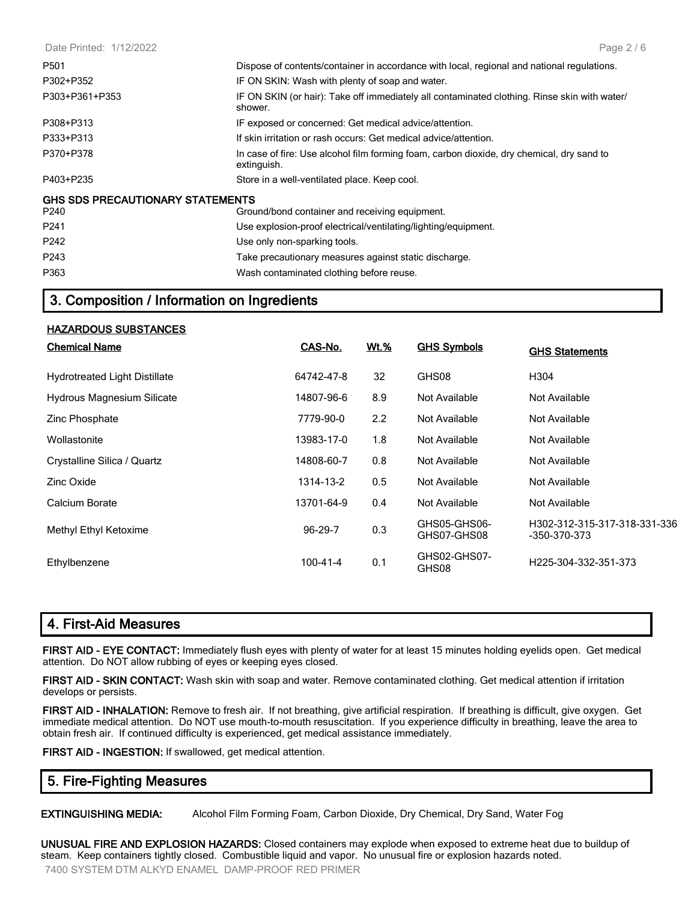| | |
|---|---|
| P501 | Dispose of contents/container in accordance with local, regional and national regulations. |
| P302+P352 | IF ON SKIN: Wash with plenty of soap and water. |
| P303+P361+P353 | IF ON SKIN (or hair): Take off immediately all contaminated clothing. Rinse skin with water/ shower. |
| P308+P313 | IF exposed or concerned: Get medical advice/attention. |
| P333+P313 | If skin irritation or rash occurs: Get medical advice/attention. |
| P370+P378 | In case of fire: Use alcohol film forming foam, carbon dioxide, dry chemical, dry sand to extinguish. |
| P403+P235 | Store in a well-ventilated place. Keep cool. |

**GHS SDS PRECAUTIONARY STATEMENTS**

| | |
|---|---|
| P240 | Ground/bond container and receiving equipment. |
| P241 | Use explosion-proof electrical/ventilating/lighting/equipment. |
| P242 | Use only non-sparking tools. |
| P243 | Take precautionary measures against static discharge. |
| P363 | Wash contaminated clothing before reuse. |

## 3. Composition / Information on Ingredients

**HAZARDOUS SUBSTANCES**

| Chemical Name | CAS-No. | Wt.% | GHS Symbols | GHS Statements |
|---|---|---|---|---|
| Hydrotreated Light Distillate | 64742-47-8 | 32 | GHS08 | H304 |
| Hydrous Magnesium Silicate | 14807-96-6 | 8.9 | Not Available | Not Available |
| Zinc Phosphate | 7779-90-0 | 2.2 | Not Available | Not Available |
| Wollastonite | 13983-17-0 | 1.8 | Not Available | Not Available |
| Crystalline Silica / Quartz | 14808-60-7 | 0.8 | Not Available | Not Available |
| Zinc Oxide | 1314-13-2 | 0.5 | Not Available | Not Available |
| Calcium Borate | 13701-64-9 | 0.4 | Not Available | Not Available |
| Methyl Ethyl Ketoxime | 96-29-7 | 0.3 | GHS05-GHS06-GHS07-GHS08 | H302-312-315-317-318-331-336-350-370-373 |
| Ethylbenzene | 100-41-4 | 0.1 | GHS02-GHS07-GHS08 | H225-304-332-351-373 |

## 4. First-Aid Measures

**FIRST AID - EYE CONTACT:** Immediately flush eyes with plenty of water for at least 15 minutes holding eyelids open. Get medical attention. Do NOT allow rubbing of eyes or keeping eyes closed.

**FIRST AID - SKIN CONTACT:** Wash skin with soap and water. Remove contaminated clothing. Get medical attention if irritation develops or persists.

**FIRST AID - INHALATION:** Remove to fresh air. If not breathing, give artificial respiration. If breathing is difficult, give oxygen. Get immediate medical attention. Do NOT use mouth-to-mouth resuscitation. If you experience difficulty in breathing, leave the area to obtain fresh air. If continued difficulty is experienced, get medical assistance immediately.

**FIRST AID - INGESTION:** If swallowed, get medical attention.

## 5. Fire-Fighting Measures

**EXTINGUISHING MEDIA:** Alcohol Film Forming Foam, Carbon Dioxide, Dry Chemical, Dry Sand, Water Fog

**UNUSUAL FIRE AND EXPLOSION HAZARDS:** Closed containers may explode when exposed to extreme heat due to buildup of steam. Keep containers tightly closed. Combustible liquid and vapor. No unusual fire or explosion hazards noted.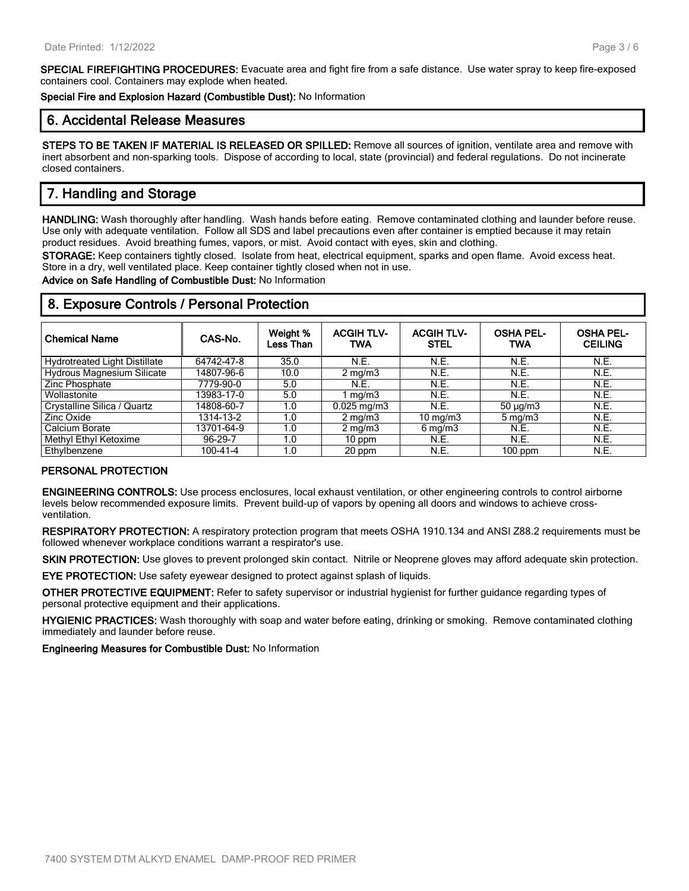**SPECIAL FIREFIGHTING PROCEDURES:** Evacuate area and fight fire from a safe distance. Use water spray to keep fire-exposed containers cool. Containers may explode when heated.

**Special Fire and Explosion Hazard (Combustible Dust):** No Information

## 6. Accidental Release Measures

**STEPS TO BE TAKEN IF MATERIAL IS RELEASED OR SPILLED:** Remove all sources of ignition, ventilate area and remove with inert absorbent and non-sparking tools. Dispose of according to local, state (provincial) and federal regulations. Do not incinerate closed containers.

## 7. Handling and Storage

**HANDLING:** Wash thoroughly after handling. Wash hands before eating. Remove contaminated clothing and launder before reuse. Use only with adequate ventilation. Follow all SDS and label precautions even after container is emptied because it may retain product residues. Avoid breathing fumes, vapors, or mist. Avoid contact with eyes, skin and clothing.

**STORAGE:** Keep containers tightly closed. Isolate from heat, electrical equipment, sparks and open flame. Avoid excess heat. Store in a dry, well ventilated place. Keep container tightly closed when not in use.

**Advice on Safe Handling of Combustible Dust:** No Information

## 8. Exposure Controls / Personal Protection

| Chemical Name | CAS-No. | Weight % Less Than | ACGIH TLV-TWA | ACGIH TLV-STEL | OSHA PEL-TWA | OSHA PEL-CEILING |
|---|---|---|---|---|---|---|
| Hydrotreated Light Distillate | 64742-47-8 | 35.0 | N.E. | N.E. | N.E. | N.E. |
| Hydrous Magnesium Silicate | 14807-96-6 | 10.0 | 2 mg/m3 | N.E. | N.E. | N.E. |
| Zinc Phosphate | 7779-90-0 | 5.0 | N.E. | N.E. | N.E. | N.E. |
| Wollastonite | 13983-17-0 | 5.0 | 1 mg/m3 | N.E. | N.E. | N.E. |
| Crystalline Silica / Quartz | 14808-60-7 | 1.0 | 0.025 mg/m3 | N.E. | 50 µg/m3 | N.E. |
| Zinc Oxide | 1314-13-2 | 1.0 | 2 mg/m3 | 10 mg/m3 | 5 mg/m3 | N.E. |
| Calcium Borate | 13701-64-9 | 1.0 | 2 mg/m3 | 6 mg/m3 | N.E. | N.E. |
| Methyl Ethyl Ketoxime | 96-29-7 | 1.0 | 10 ppm | N.E. | N.E. | N.E. |
| Ethylbenzene | 100-41-4 | 1.0 | 20 ppm | N.E. | 100 ppm | N.E. |

### PERSONAL PROTECTION

**ENGINEERING CONTROLS:** Use process enclosures, local exhaust ventilation, or other engineering controls to control airborne levels below recommended exposure limits. Prevent build-up of vapors by opening all doors and windows to achieve cross-ventilation.

**RESPIRATORY PROTECTION:** A respiratory protection program that meets OSHA 1910.134 and ANSI Z88.2 requirements must be followed whenever workplace conditions warrant a respirator's use.

**SKIN PROTECTION:** Use gloves to prevent prolonged skin contact. Nitrile or Neoprene gloves may afford adequate skin protection.

**EYE PROTECTION:** Use safety eyewear designed to protect against splash of liquids.

**OTHER PROTECTIVE EQUIPMENT:** Refer to safety supervisor or industrial hygienist for further guidance regarding types of personal protective equipment and their applications.

**HYGIENIC PRACTICES:** Wash thoroughly with soap and water before eating, drinking or smoking. Remove contaminated clothing immediately and launder before reuse.

**Engineering Measures for Combustible Dust:** No Information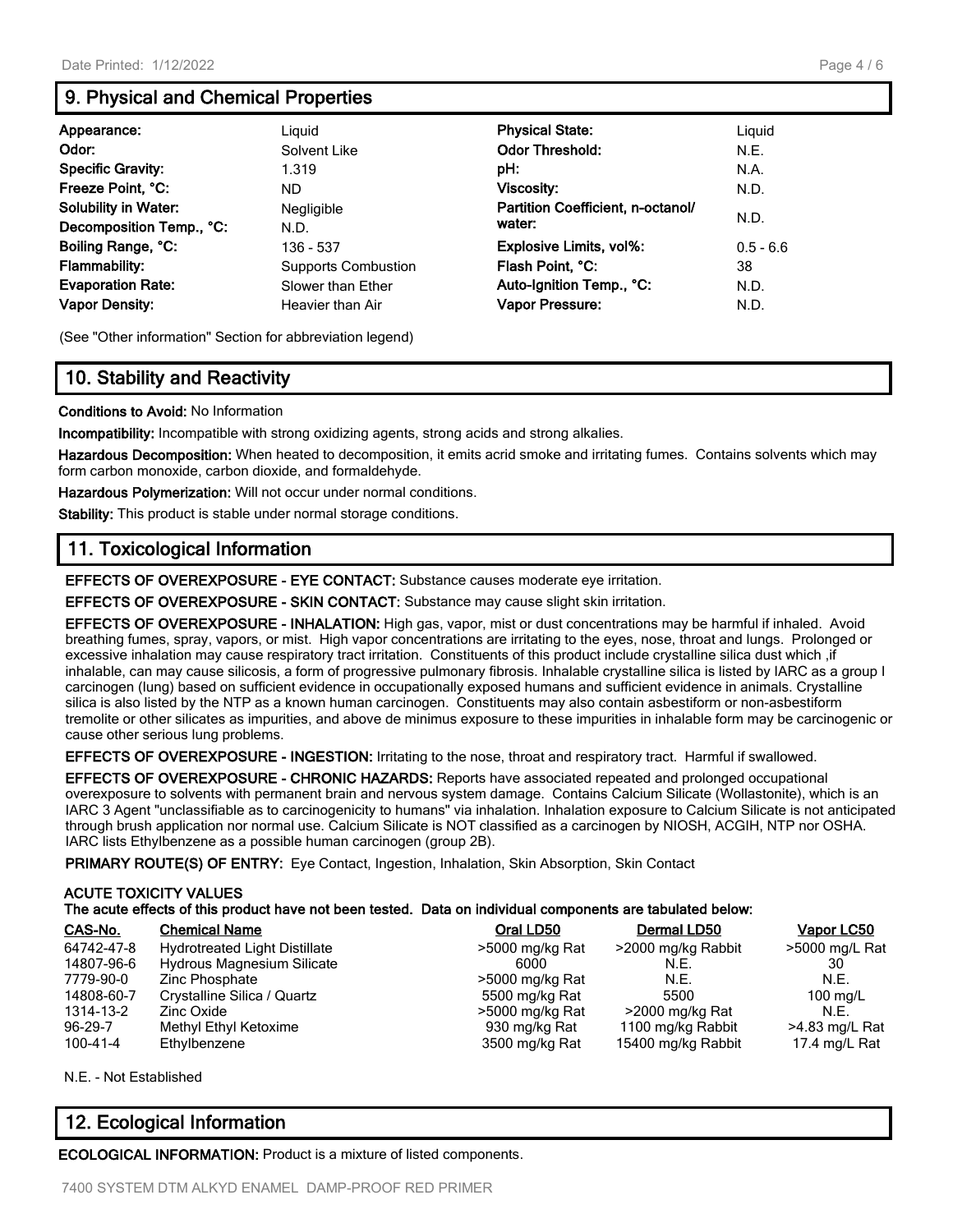## 9. Physical and Chemical Properties

| Property | Value | Property | Value |
|---|---|---|---|
| **Appearance:** | Liquid | **Physical State:** | Liquid |
| **Odor:** | Solvent Like | **Odor Threshold:** | N.E. |
| **Specific Gravity:** | 1.319 | **pH:** | N.A. |
| **Freeze Point, °C:** | ND | **Viscosity:** | N.D. |
| **Solubility in Water:** | Negligible | **Partition Coefficient, n-octanol/ water:** | N.D. |
| **Decomposition Temp., °C:** | N.D. | | |
| **Boiling Range, °C:** | 136 - 537 | **Explosive Limits, vol%:** | 0.5 - 6.6 |
| **Flammability:** | Supports Combustion | **Flash Point, °C:** | 38 |
| **Evaporation Rate:** | Slower than Ether | **Auto-Ignition Temp., °C:** | N.D. |
| **Vapor Density:** | Heavier than Air | **Vapor Pressure:** | N.D. |

(See "Other information" Section for abbreviation legend)

## 10. Stability and Reactivity

**Conditions to Avoid:** No Information

**Incompatibility:** Incompatible with strong oxidizing agents, strong acids and strong alkalies.

**Hazardous Decomposition:** When heated to decomposition, it emits acrid smoke and irritating fumes. Contains solvents which may form carbon monoxide, carbon dioxide, and formaldehyde.

**Hazardous Polymerization:** Will not occur under normal conditions.

**Stability:** This product is stable under normal storage conditions.

## 11. Toxicological Information

**EFFECTS OF OVEREXPOSURE - EYE CONTACT:** Substance causes moderate eye irritation.

**EFFECTS OF OVEREXPOSURE - SKIN CONTACT:** Substance may cause slight skin irritation.

**EFFECTS OF OVEREXPOSURE - INHALATION:** High gas, vapor, mist or dust concentrations may be harmful if inhaled. Avoid breathing fumes, spray, vapors, or mist. High vapor concentrations are irritating to the eyes, nose, throat and lungs. Prolonged or excessive inhalation may cause respiratory tract irritation. Constituents of this product include crystalline silica dust which ,if inhalable, can may cause silicosis, a form of progressive pulmonary fibrosis. Inhalable crystalline silica is listed by IARC as a group I carcinogen (lung) based on sufficient evidence in occupationally exposed humans and sufficient evidence in animals. Crystalline silica is also listed by the NTP as a known human carcinogen. Constituents may also contain asbestiform or non-asbestiform tremolite or other silicates as impurities, and above de minimus exposure to these impurities in inhalable form may be carcinogenic or cause other serious lung problems.

**EFFECTS OF OVEREXPOSURE - INGESTION:** Irritating to the nose, throat and respiratory tract. Harmful if swallowed.

**EFFECTS OF OVEREXPOSURE - CHRONIC HAZARDS:** Reports have associated repeated and prolonged occupational overexposure to solvents with permanent brain and nervous system damage. Contains Calcium Silicate (Wollastonite), which is an IARC 3 Agent "unclassifiable as to carcinogenicity to humans" via inhalation. Inhalation exposure to Calcium Silicate is not anticipated through brush application nor normal use. Calcium Silicate is NOT classified as a carcinogen by NIOSH, ACGIH, NTP nor OSHA. IARC lists Ethylbenzene as a possible human carcinogen (group 2B).

**PRIMARY ROUTE(S) OF ENTRY:** Eye Contact, Ingestion, Inhalation, Skin Absorption, Skin Contact

**ACUTE TOXICITY VALUES**
**The acute effects of this product have not been tested. Data on individual components are tabulated below:**

| CAS-No. | Chemical Name | Oral LD50 | Dermal LD50 | Vapor LC50 |
|---|---|---|---|---|
| 64742-47-8 | Hydrotreated Light Distillate | >5000 mg/kg Rat | >2000 mg/kg Rabbit | >5000 mg/L Rat |
| 14807-96-6 | Hydrous Magnesium Silicate | 6000 | N.E. | 30 |
| 7779-90-0 | Zinc Phosphate | >5000 mg/kg Rat | N.E. | N.E. |
| 14808-60-7 | Crystalline Silica / Quartz | 5500 mg/kg Rat | 5500 | 100 mg/L |
| 1314-13-2 | Zinc Oxide | >5000 mg/kg Rat | >2000 mg/kg Rat | N.E. |
| 96-29-7 | Methyl Ethyl Ketoxime | 930 mg/kg Rat | 1100 mg/kg Rabbit | >4.83 mg/L Rat |
| 100-41-4 | Ethylbenzene | 3500 mg/kg Rat | 15400 mg/kg Rabbit | 17.4 mg/L Rat |

N.E. - Not Established

## 12. Ecological Information

**ECOLOGICAL INFORMATION:** Product is a mixture of listed components.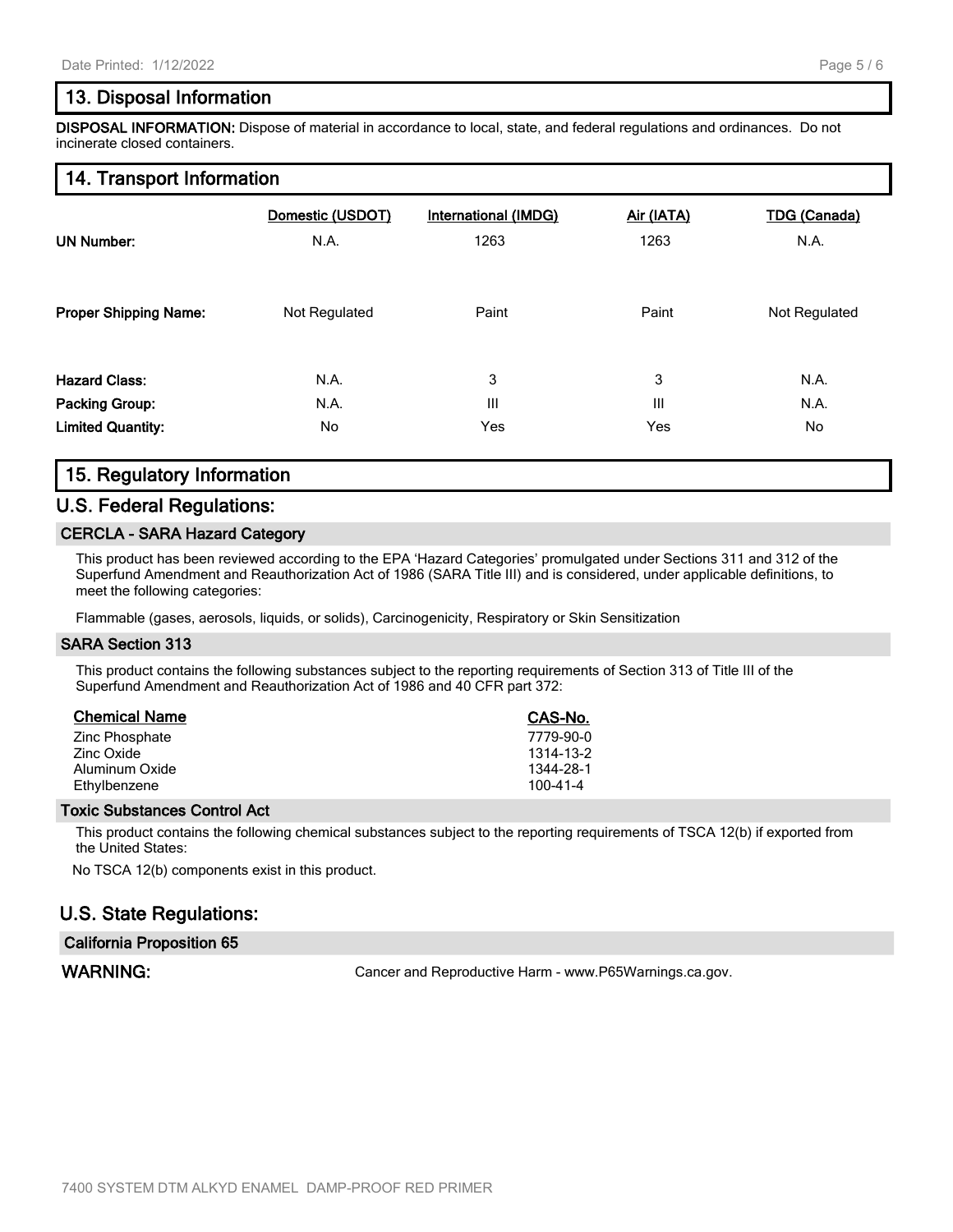## 13. Disposal Information

**DISPOSAL INFORMATION:** Dispose of material in accordance to local, state, and federal regulations and ordinances. Do not incinerate closed containers.

## 14. Transport Information

| | Domestic (USDOT) | International (IMDG) | Air (IATA) | TDG (Canada) |
|---|---|---|---|---|
| **UN Number:** | N.A. | 1263 | 1263 | N.A. |
| **Proper Shipping Name:** | Not Regulated | Paint | Paint | Not Regulated |
| **Hazard Class:** | N.A. | 3 | 3 | N.A. |
| **Packing Group:** | N.A. | III | III | N.A. |
| **Limited Quantity:** | No | Yes | Yes | No |

## 15. Regulatory Information

## U.S. Federal Regulations:

### CERCLA - SARA Hazard Category

This product has been reviewed according to the EPA 'Hazard Categories' promulgated under Sections 311 and 312 of the Superfund Amendment and Reauthorization Act of 1986 (SARA Title III) and is considered, under applicable definitions, to meet the following categories:

Flammable (gases, aerosols, liquids, or solids), Carcinogenicity, Respiratory or Skin Sensitization

### SARA Section 313

This product contains the following substances subject to the reporting requirements of Section 313 of Title III of the Superfund Amendment and Reauthorization Act of 1986 and 40 CFR part 372:

| Chemical Name | CAS-No. |
|---|---|
| Zinc Phosphate | 7779-90-0 |
| Zinc Oxide | 1314-13-2 |
| Aluminum Oxide | 1344-28-1 |
| Ethylbenzene | 100-41-4 |

### Toxic Substances Control Act

This product contains the following chemical substances subject to the reporting requirements of TSCA 12(b) if exported from the United States:

No TSCA 12(b) components exist in this product.

## U.S. State Regulations:

### California Proposition 65

**WARNING:** Cancer and Reproductive Harm - www.P65Warnings.ca.gov.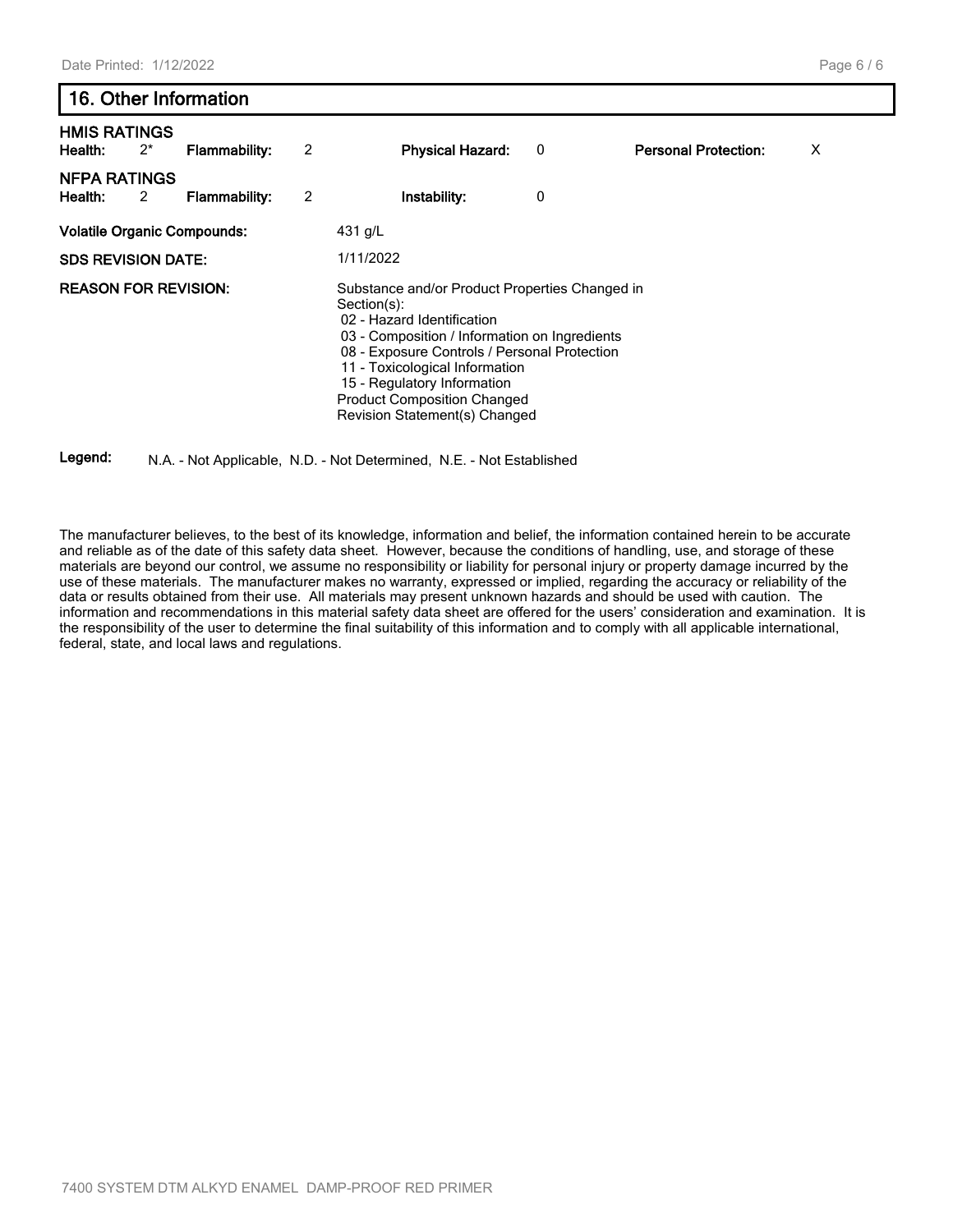## 16. Other Information

**HMIS RATINGS**

| | | | | | | | |
|---|---|---|---|---|---|---|---|
| **Health:** | 2* | **Flammability:** | 2 | **Physical Hazard:** | 0 | **Personal Protection:** | X |

**NFPA RATINGS**

| | | | | | |
|---|---|---|---|---|---|
| **Health:** | 2 | **Flammability:** | 2 | **Instability:** | 0 |

**Volatile Organic Compounds:** 431 g/L

**SDS REVISION DATE:** 1/11/2022

**REASON FOR REVISION:** Substance and/or Product Properties Changed in Section(s):
- 02 - Hazard Identification
- 03 - Composition / Information on Ingredients
- 08 - Exposure Controls / Personal Protection
- 11 - Toxicological Information
- 15 - Regulatory Information

Product Composition Changed
Revision Statement(s) Changed

**Legend:** N.A. - Not Applicable, N.D. - Not Determined, N.E. - Not Established

The manufacturer believes, to the best of its knowledge, information and belief, the information contained herein to be accurate and reliable as of the date of this safety data sheet. However, because the conditions of handling, use, and storage of these materials are beyond our control, we assume no responsibility or liability for personal injury or property damage incurred by the use of these materials. The manufacturer makes no warranty, expressed or implied, regarding the accuracy or reliability of the data or results obtained from their use. All materials may present unknown hazards and should be used with caution. The information and recommendations in this material safety data sheet are offered for the users' consideration and examination. It is the responsibility of the user to determine the final suitability of this information and to comply with all applicable international, federal, state, and local laws and regulations.